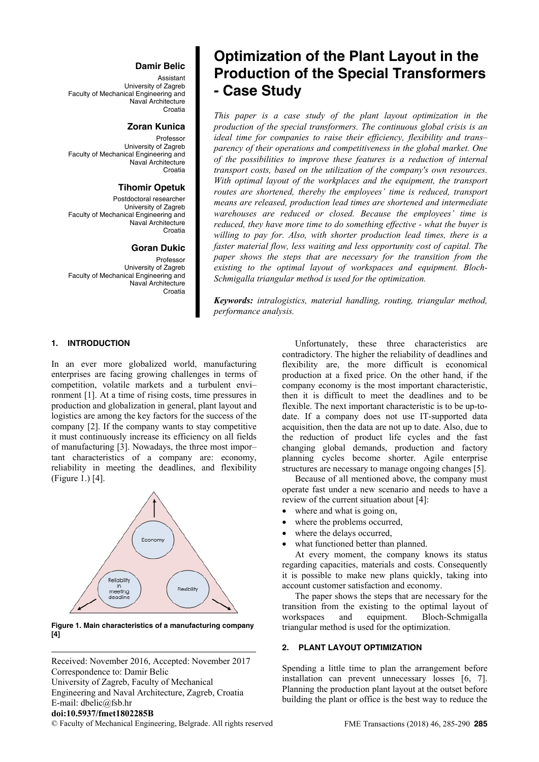**Damir Belic**
Assistant
University of Zagreb
Faculty of Mechanical Engineering and Naval Architecture
Croatia

**Zoran Kunica**
Professor
University of Zagreb
Faculty of Mechanical Engineering and Naval Architecture
Croatia

**Tihomir Opetuk**
Postdoctoral researcher
University of Zagreb
Faculty of Mechanical Engineering and Naval Architecture
Croatia

**Goran Dukic**
Professor
University of Zagreb
Faculty of Mechanical Engineering and Naval Architecture
Croatia

# Optimization of the Plant Layout in the Production of the Special Transformers - Case Study

*This paper is a case study of the plant layout optimization in the production of the special transformers. The continuous global crisis is an ideal time for companies to raise their efficiency, flexibility and trans–parency of their operations and competitiveness in the global market. One of the possibilities to improve these features is a reduction of internal transport costs, based on the utilization of the company's own resources. With optimal layout of the workplaces and the equipment, the transport routes are shortened, thereby the employees' time is reduced, transport means are released, production lead times are shortened and intermediate warehouses are reduced or closed. Because the employees' time is reduced, they have more time to do something effective - what the buyer is willing to pay for. Also, with shorter production lead times, there is a faster material flow, less waiting and less opportunity cost of capital. The paper shows the steps that are necessary for the transition from the existing to the optimal layout of workspaces and equipment. Bloch-Schmigalla triangular method is used for the optimization.*

***Keywords:*** *intralogistics, material handling, routing, triangular method, performance analysis.*

## 1. INTRODUCTION

In an ever more globalized world, manufacturing enterprises are facing growing challenges in terms of competition, volatile markets and a turbulent envi–ronment [1]. At a time of rising costs, time pressures in production and globalization in general, plant layout and logistics are among the key factors for the success of the company [2]. If the company wants to stay competitive it must continuously increase its efficiency on all fields of manufacturing [3]. Nowadays, the three most impor–tant characteristics of a company are: economy, reliability in meeting the deadlines, and flexibility (Figure 1.) [4].

**Figure 1. Main characteristics of a manufacturing company [4]**

Unfortunately, these three characteristics are contradictory. The higher the reliability of deadlines and flexibility are, the more difficult is economical production at a fixed price. On the other hand, if the company economy is the most important characteristic, then it is difficult to meet the deadlines and to be flexible. The next important characteristic is to be up-to-date. If a company does not use IT-supported data acquisition, then the data are not up to date. Also, due to the reduction of product life cycles and the fast changing global demands, production and factory planning cycles become shorter. Agile enterprise structures are necessary to manage ongoing changes [5].

Because of all mentioned above, the company must operate fast under a new scenario and needs to have a review of the current situation about [4]:

- where and what is going on,
- where the problems occurred,
- where the delays occurred,
- what functioned better than planned.

At every moment, the company knows its status regarding capacities, materials and costs. Consequently it is possible to make new plans quickly, taking into account customer satisfaction and economy.

The paper shows the steps that are necessary for the transition from the existing to the optimal layout of workspaces and equipment. Bloch-Schmigalla triangular method is used for the optimization.

## 2. PLANT LAYOUT OPTIMIZATION

Spending a little time to plan the arrangement before installation can prevent unnecessary losses [6, 7]. Planning the production plant layout at the outset before building the plant or office is the best way to reduce the

Received: November 2016, Accepted: November 2017
Correspondence to: Damir Belic
University of Zagreb, Faculty of Mechanical Engineering and Naval Architecture, Zagreb, Croatia
E-mail: dbelic@fsb.hr
**doi:10.5937/fmet1802285B**
© Faculty of Mechanical Engineering, Belgrade. All rights reserved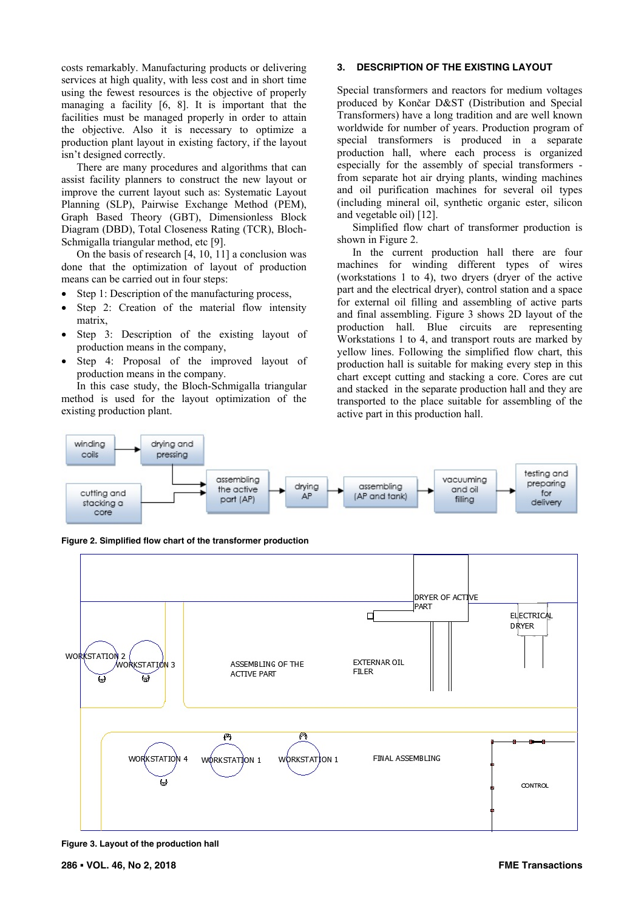costs remarkably. Manufacturing products or delivering services at high quality, with less cost and in short time using the fewest resources is the objective of properly managing a facility [6, 8]. It is important that the facilities must be managed properly in order to attain the objective. Also it is necessary to optimize a production plant layout in existing factory, if the layout isn't designed correctly.

There are many procedures and algorithms that can assist facility planners to construct the new layout or improve the current layout such as: Systematic Layout Planning (SLP), Pairwise Exchange Method (PEM), Graph Based Theory (GBT), Dimensionless Block Diagram (DBD), Total Closeness Rating (TCR), Bloch-Schmigalla triangular method, etc [9].

On the basis of research [4, 10, 11] a conclusion was done that the optimization of layout of production means can be carried out in four steps:

- Step 1: Description of the manufacturing process,
- Step 2: Creation of the material flow intensity matrix,
- Step 3: Description of the existing layout of production means in the company,
- Step 4: Proposal of the improved layout of production means in the company.

In this case study, the Bloch-Schmigalla triangular method is used for the layout optimization of the existing production plant.

## 3. DESCRIPTION OF THE EXISTING LAYOUT

Special transformers and reactors for medium voltages produced by Končar D&ST (Distribution and Special Transformers) have a long tradition and are well known worldwide for number of years. Production program of special transformers is produced in a separate production hall, where each process is organized especially for the assembly of special transformers - from separate hot air drying plants, winding machines and oil purification machines for several oil types (including mineral oil, synthetic organic ester, silicon and vegetable oil) [12].

Simplified flow chart of transformer production is shown in Figure 2.

In the current production hall there are four machines for winding different types of wires (workstations 1 to 4), two dryers (dryer of the active part and the electrical dryer), control station and a space for external oil filling and assembling of active parts and final assembling. Figure 3 shows 2D layout of the production hall. Blue circuits are representing Workstations 1 to 4, and transport routs are marked by yellow lines. Following the simplified flow chart, this production hall is suitable for making every step in this chart except cutting and stacking a core. Cores are cut and stacked in the separate production hall and they are transported to the place suitable for assembling of the active part in this production hall.

Figure 2. Simplified flow chart of the transformer production

Figure 3. Layout of the production hall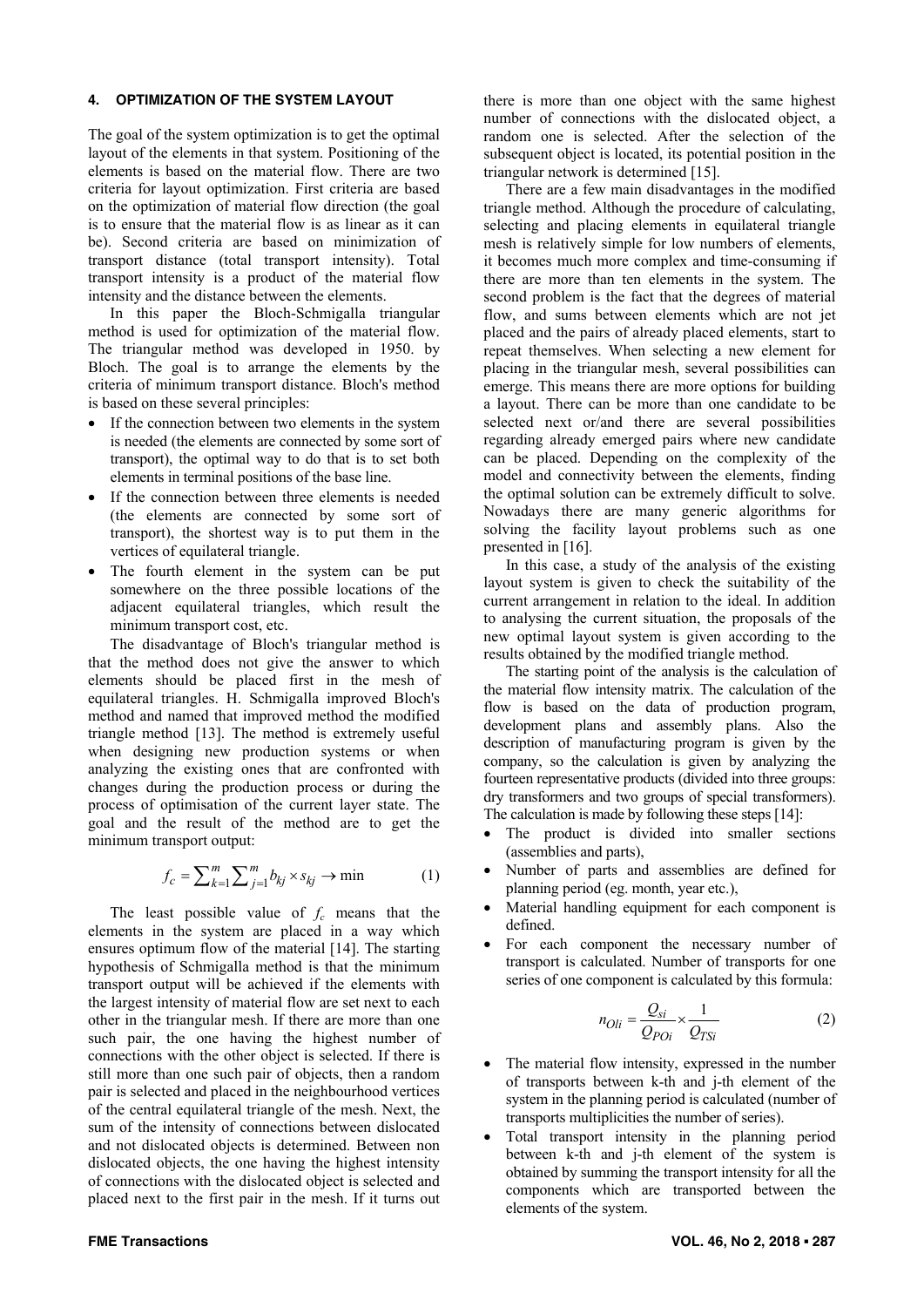## 4. OPTIMIZATION OF THE SYSTEM LAYOUT

The goal of the system optimization is to get the optimal layout of the elements in that system. Positioning of the elements is based on the material flow. There are two criteria for layout optimization. First criteria are based on the optimization of material flow direction (the goal is to ensure that the material flow is as linear as it can be). Second criteria are based on minimization of transport distance (total transport intensity). Total transport intensity is a product of the material flow intensity and the distance between the elements.

In this paper the Bloch-Schmigalla triangular method is used for optimization of the material flow. The triangular method was developed in 1950. by Bloch. The goal is to arrange the elements by the criteria of minimum transport distance. Bloch's method is based on these several principles:

- If the connection between two elements in the system is needed (the elements are connected by some sort of transport), the optimal way to do that is to set both elements in terminal positions of the base line.
- If the connection between three elements is needed (the elements are connected by some sort of transport), the shortest way is to put them in the vertices of equilateral triangle.
- The fourth element in the system can be put somewhere on the three possible locations of the adjacent equilateral triangles, which result the minimum transport cost, etc.

The disadvantage of Bloch's triangular method is that the method does not give the answer to which elements should be placed first in the mesh of equilateral triangles. H. Schmigalla improved Bloch's method and named that improved method the modified triangle method [13]. The method is extremely useful when designing new production systems or when analyzing the existing ones that are confronted with changes during the production process or during the process of optimisation of the current layer state. The goal and the result of the method are to get the minimum transport output:

$$f_c = \sum_{k=1}^{m} \sum_{j=1}^{m} b_{kj} \times s_{kj} \rightarrow \min \qquad (1)$$

The least possible value of $f_c$ means that the elements in the system are placed in a way which ensures optimum flow of the material [14]. The starting hypothesis of Schmigalla method is that the minimum transport output will be achieved if the elements with the largest intensity of material flow are set next to each other in the triangular mesh. If there are more than one such pair, the one having the highest number of connections with the other object is selected. If there is still more than one such pair of objects, then a random pair is selected and placed in the neighbourhood vertices of the central equilateral triangle of the mesh. Next, the sum of the intensity of connections between dislocated and not dislocated objects is determined. Between non dislocated objects, the one having the highest intensity of connections with the dislocated object is selected and placed next to the first pair in the mesh. If it turns out there is more than one object with the same highest number of connections with the dislocated object, a random one is selected. After the selection of the subsequent object is located, its potential position in the triangular network is determined [15].

There are a few main disadvantages in the modified triangle method. Although the procedure of calculating, selecting and placing elements in equilateral triangle mesh is relatively simple for low numbers of elements, it becomes much more complex and time-consuming if there are more than ten elements in the system. The second problem is the fact that the degrees of material flow, and sums between elements which are not jet placed and the pairs of already placed elements, start to repeat themselves. When selecting a new element for placing in the triangular mesh, several possibilities can emerge. This means there are more options for building a layout. There can be more than one candidate to be selected next or/and there are several possibilities regarding already emerged pairs where new candidate can be placed. Depending on the complexity of the model and connectivity between the elements, finding the optimal solution can be extremely difficult to solve. Nowadays there are many generic algorithms for solving the facility layout problems such as one presented in [16].

In this case, a study of the analysis of the existing layout system is given to check the suitability of the current arrangement in relation to the ideal. In addition to analysing the current situation, the proposals of the new optimal layout system is given according to the results obtained by the modified triangle method.

The starting point of the analysis is the calculation of the material flow intensity matrix. The calculation of the flow is based on the data of production program, development plans and assembly plans. Also the description of manufacturing program is given by the company, so the calculation is given by analyzing the fourteen representative products (divided into three groups: dry transformers and two groups of special transformers). The calculation is made by following these steps [14]:

- The product is divided into smaller sections (assemblies and parts),
- Number of parts and assemblies are defined for planning period (eg. month, year etc.),
- Material handling equipment for each component is defined.
- For each component the necessary number of transport is calculated. Number of transports for one series of one component is calculated by this formula:

$$n_{OIi} = \frac{Q_{si}}{Q_{POi}} \times \frac{1}{Q_{TSi}} \qquad (2)$$

- The material flow intensity, expressed in the number of transports between k-th and j-th element of the system in the planning period is calculated (number of transports multiplicities the number of series).
- Total transport intensity in the planning period between k-th and j-th element of the system is obtained by summing the transport intensity for all the components which are transported between the elements of the system.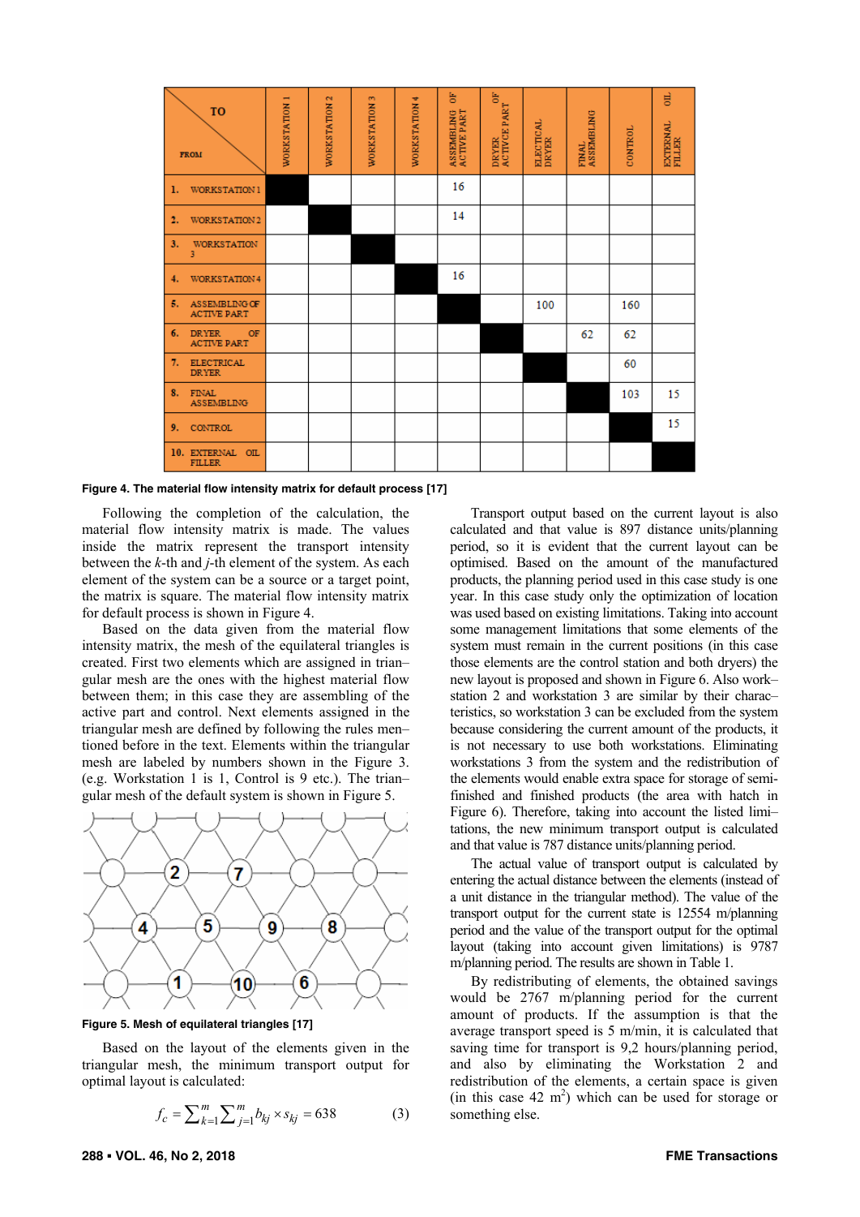| TO / FROM | WORKSTATION 1 | WORKSTATION 2 | WORKSTATION 3 | WORKSTATION 4 | ASSEMBLING OF ACTIVE PART | DRYER OF ACTIVCE PART | ELECTICAL DRYER | FINAL ASSEMBLING | CONTROL | EXTERNAL OIL FILLER |
|---|---|---|---|---|---|---|---|---|---|---|
| 1. WORKSTATION 1 | | | | | 16 | | | | | |
| 2. WORKSTATION 2 | | | | | 14 | | | | | |
| 3. WORKSTATION 3 | | | | | | | | | | |
| 4. WORKSTATION 4 | | | | | 16 | | | | | |
| 5. ASSEMBLING OF ACTIVE PART | | | | | | | 100 | | 160 | |
| 6. DRYER OF ACTIVE PART | | | | | | | | 62 | 62 | |
| 7. ELECTRICAL DRYER | | | | | | | | | 60 | |
| 8. FINAL ASSEMBLING | | | | | | | | | 103 | 15 |
| 9. CONTROL | | | | | | | | | | 15 |
| 10. EXTERNAL OIL FILLER | | | | | | | | | | |

**Figure 4. The material flow intensity matrix for default process [17]**

Following the completion of the calculation, the material flow intensity matrix is made. The values inside the matrix represent the transport intensity between the $k$-th and $j$-th element of the system. As each element of the system can be a source or a target point, the matrix is square. The material flow intensity matrix for default process is shown in Figure 4.

Based on the data given from the material flow intensity matrix, the mesh of the equilateral triangles is created. First two elements which are assigned in triangular mesh are the ones with the highest material flow between them; in this case they are assembling of the active part and control. Next elements assigned in the triangular mesh are defined by following the rules mentioned before in the text. Elements within the triangular mesh are labeled by numbers shown in the Figure 3. (e.g. Workstation 1 is 1, Control is 9 etc.). The triangular mesh of the default system is shown in Figure 5.

**Figure 5. Mesh of equilateral triangles [17]**

Based on the layout of the elements given in the triangular mesh, the minimum transport output for optimal layout is calculated:

$$f_c = \sum_{k=1}^{m} \sum_{j=1}^{m} b_{kj} \times s_{kj} = 638 \qquad (3)$$

Transport output based on the current layout is also calculated and that value is 897 distance units/planning period, so it is evident that the current layout can be optimised. Based on the amount of the manufactured products, the planning period used in this case study is one year. In this case study only the optimization of location was used based on existing limitations. Taking into account some management limitations that some elements of the system must remain in the current positions (in this case those elements are the control station and both dryers) the new layout is proposed and shown in Figure 6. Also workstation 2 and workstation 3 are similar by their characteristics, so workstation 3 can be excluded from the system because considering the current amount of the products, it is not necessary to use both workstations. Eliminating workstations 3 from the system and the redistribution of the elements would enable extra space for storage of semi-finished and finished products (the area with hatch in Figure 6). Therefore, taking into account the listed limitations, the new minimum transport output is calculated and that value is 787 distance units/planning period.

The actual value of transport output is calculated by entering the actual distance between the elements (instead of a unit distance in the triangular method). The value of the transport output for the current state is 12554 m/planning period and the value of the transport output for the optimal layout (taking into account given limitations) is 9787 m/planning period. The results are shown in Table 1.

By redistributing of elements, the obtained savings would be 2767 m/planning period for the current amount of products. If the assumption is that the average transport speed is 5 m/min, it is calculated that saving time for transport is 9,2 hours/planning period, and also by eliminating the Workstation 2 and redistribution of the elements, a certain space is given (in this case 42 m$^2$) which can be used for storage or something else.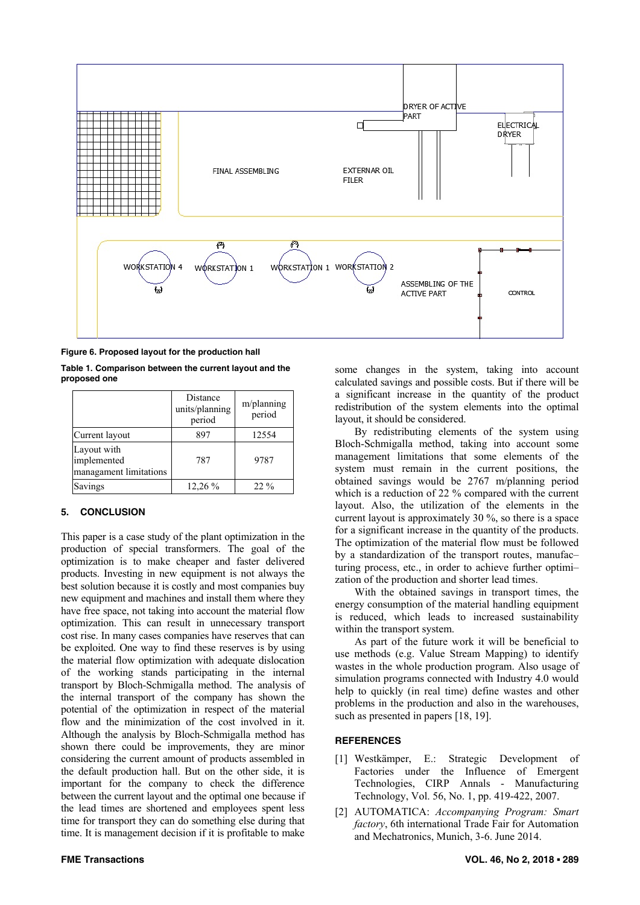FINAL ASSEMBLING

EXTERNAR OIL FILER

DRYER OF ACTIVE PART

ELECTRICAL DRYER

WORKSTATION 4 WORKSTATION 1 WORKSTATION 1 WORKSTATION 2

ASSEMBLING OF THE ACTIVE PART

CONTROL

**Figure 6. Proposed layout for the production hall**

**Table 1. Comparison between the current layout and the proposed one**

| | Distance units/planning period | m/planning period |
|---|---|---|
| Current layout | 897 | 12554 |
| Layout with implemented managament limitations | 787 | 9787 |
| Savings | 12,26 % | 22 % |

## 5. CONCLUSION

This paper is a case study of the plant optimization in the production of special transformers. The goal of the optimization is to make cheaper and faster delivered products. Investing in new equipment is not always the best solution because it is costly and most companies buy new equipment and machines and install them where they have free space, not taking into account the material flow optimization. This can result in unnecessary transport cost rise. In many cases companies have reserves that can be exploited. One way to find these reserves is by using the material flow optimization with adequate dislocation of the working stands participating in the internal transport by Bloch-Schmigalla method. The analysis of the internal transport of the company has shown the potential of the optimization in respect of the material flow and the minimization of the cost involved in it. Although the analysis by Bloch-Schmigalla method has shown there could be improvements, they are minor considering the current amount of products assembled in the default production hall. But on the other side, it is important for the company to check the difference between the current layout and the optimal one because if the lead times are shortened and employees spent less time for transport they can do something else during that time. It is management decision if it is profitable to make some changes in the system, taking into account calculated savings and possible costs. But if there will be a significant increase in the quantity of the product redistribution of the system elements into the optimal layout, it should be considered.

By redistributing elements of the system using Bloch-Schmigalla method, taking into account some management limitations that some elements of the system must remain in the current positions, the obtained savings would be 2767 m/planning period which is a reduction of 22 % compared with the current layout. Also, the utilization of the elements in the current layout is approximately 30 %, so there is a space for a significant increase in the quantity of the products. The optimization of the material flow must be followed by a standardization of the transport routes, manufac–turing process, etc., in order to achieve further optimi–zation of the production and shorter lead times.

With the obtained savings in transport times, the energy consumption of the material handling equipment is reduced, which leads to increased sustainability within the transport system.

As part of the future work it will be beneficial to use methods (e.g. Value Stream Mapping) to identify wastes in the whole production program. Also usage of simulation programs connected with Industry 4.0 would help to quickly (in real time) define wastes and other problems in the production and also in the warehouses, such as presented in papers [18, 19].

## REFERENCES

[1] Westkämper, E.: Strategic Development of Factories under the Influence of Emergent Technologies, CIRP Annals - Manufacturing Technology, Vol. 56, No. 1, pp. 419-422, 2007.

[2] AUTOMATICA: *Accompanying Program: Smart factory*, 6th international Trade Fair for Automation and Mechatronics, Munich, 3-6. June 2014.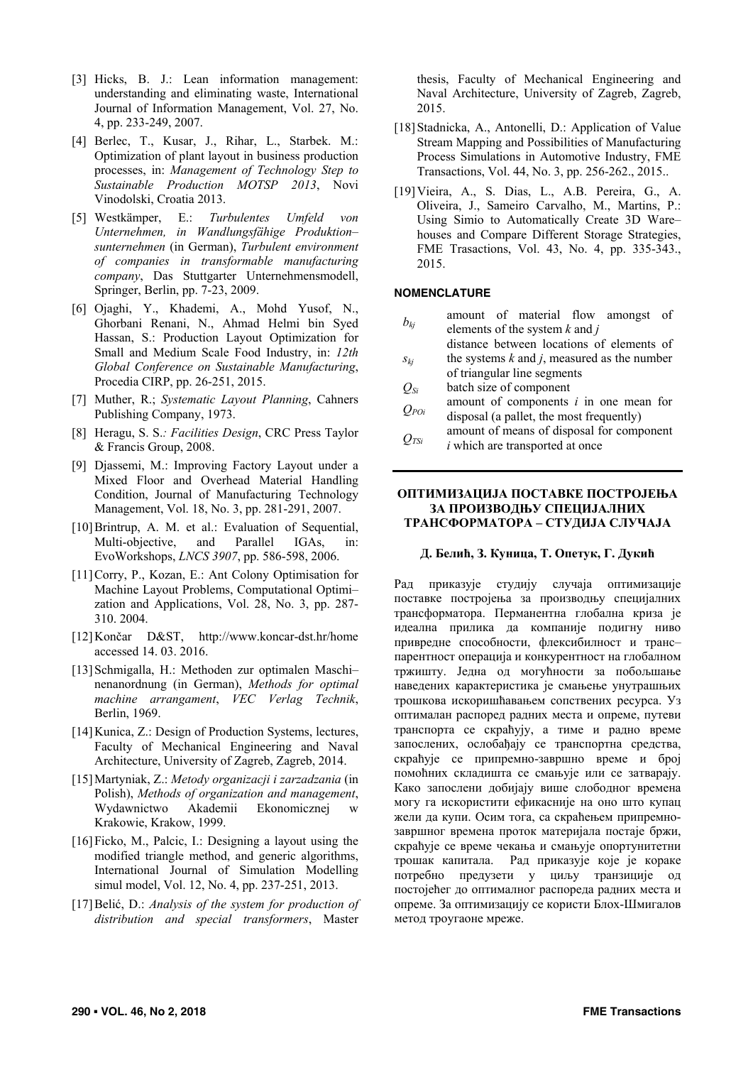[3] Hicks, B. J.: Lean information management: understanding and eliminating waste, International Journal of Information Management, Vol. 27, No. 4, pp. 233-249, 2007.

[4] Berlec, T., Kusar, J., Rihar, L., Starbek. M.: Optimization of plant layout in business production processes, in: *Management of Technology Step to Sustainable Production MOTSP 2013*, Novi Vinodolski, Croatia 2013.

[5] Westkämper, E.: *Turbulentes Umfeld von Unternehmen, in Wandlungsfähige Produktion–sunternehmen* (in German), *Turbulent environment of companies in transformable manufacturing company*, Das Stuttgarter Unternehmensmodell, Springer, Berlin, pp. 7-23, 2009.

[6] Ojaghi, Y., Khademi, A., Mohd Yusof, N., Ghorbani Renani, N., Ahmad Helmi bin Syed Hassan, S.: Production Layout Optimization for Small and Medium Scale Food Industry, in: *12th Global Conference on Sustainable Manufacturing*, Procedia CIRP, pp. 26-251, 2015.

[7] Muther, R.; *Systematic Layout Planning*, Cahners Publishing Company, 1973.

[8] Heragu, S. S.*: Facilities Design*, CRC Press Taylor & Francis Group, 2008.

[9] Djassemi, M.: Improving Factory Layout under a Mixed Floor and Overhead Material Handling Condition, Journal of Manufacturing Technology Management, Vol. 18, No. 3, pp. 281-291, 2007.

[10] Brintrup, A. M. et al.: Evaluation of Sequential, Multi-objective, and Parallel IGAs, in: EvoWorkshops, *LNCS 3907*, pp. 586-598, 2006.

[11] Corry, P., Kozan, E.: Ant Colony Optimisation for Machine Layout Problems, Computational Optimi–zation and Applications, Vol. 28, No. 3, pp. 287-310. 2004.

[12] Končar D&ST, http://www.koncar-dst.hr/home accessed 14. 03. 2016.

[13] Schmigalla, H.: Methoden zur optimalen Maschi–nenanordnung (in German), *Methods for optimal machine arrangament*, *VEC Verlag Technik*, Berlin, 1969.

[14] Kunica, Z.: Design of Production Systems, lectures, Faculty of Mechanical Engineering and Naval Architecture, University of Zagreb, Zagreb, 2014.

[15] Martyniak, Z.: *Metody organizacji i zarzadzania* (in Polish), *Methods of organization and management*, Wydawnictwo Akademii Ekonomicznej w Krakowie, Krakow, 1999.

[16] Ficko, M., Palcic, I.: Designing a layout using the modified triangle method, and generic algorithms, International Journal of Simulation Modelling simul model, Vol. 12, No. 4, pp. 237-251, 2013.

[17] Belić, D.: *Analysis of the system for production of distribution and special transformers*, Master thesis, Faculty of Mechanical Engineering and Naval Architecture, University of Zagreb, Zagreb, 2015.

[18] Stadnicka, A., Antonelli, D.: Application of Value Stream Mapping and Possibilities of Manufacturing Process Simulations in Automotive Industry, FME Transactions, Vol. 44, No. 3, pp. 256-262., 2015..

[19] Vieira, A., S. Dias, L., A.B. Pereira, G., A. Oliveira, J., Sameiro Carvalho, M., Martins, P.: Using Simio to Automatically Create 3D Ware–houses and Compare Different Storage Strategies, FME Trasactions, Vol. 43, No. 4, pp. 335-343., 2015.

#### NOMENCLATURE

| | |
|---|---|
| $b_{kj}$ | amount of material flow amongst of elements of the system $k$ and $j$ |
| $s_{kj}$ | distance between locations of elements of the systems $k$ and $j$, measured as the number of triangular line segments |
| $Q_{Si}$ | batch size of component |
| $Q_{POi}$ | amount of components $i$ in one mean for disposal (a pallet, the most frequently) |
| $Q_{TSi}$ | amount of means of disposal for component $i$ which are transported at once |

## ОПТИМИЗАЦИЈА ПОСТАВКЕ ПОСТРОЈЕЊА ЗА ПРОИЗВОДЊУ СПЕЦИЈАЛНИХ ТРАНСФОРМАТОРА – СТУДИЈА СЛУЧАЈА

**Д. Белић, З. Куница, Т. Опетук, Г. Дукић**

Рад приказује студију случаја оптимизације поставке постројења за производњу специјалних трансформатора. Перманентна глобална криза је идеална прилика да компаније подигну ниво привредне способности, флексибилност и транс–парентност операција и конкурентност на глобалном тржишту. Једна од могућности за побољшање наведених карактеристика је смањење унутрашњих трошкова искоришћавањем сопствених ресурса. Уз оптималан распоред радних места и опреме, путеви транспорта се скраћују, а тиме и радно време запослених, ослобађају се транспортна средства, скраћује се припремно-завршно време и број помоћних складишта се смањује или се затварају. Како запослени добијају више слободног времена могу га искористити ефикасније на оно што купац жели да купи. Осим тога, са скраћењем припремно-завршног времена проток материјала постаје бржи, скраћује се време чекања и смањује опортунитетни трошак капитала. Рад приказује које је кораке потребно предузети у циљу транзиције од постојећег до оптималног распореда радних места и опреме. За оптимизацију се користи Блох-Шмигалов метод троугаоне мреже.